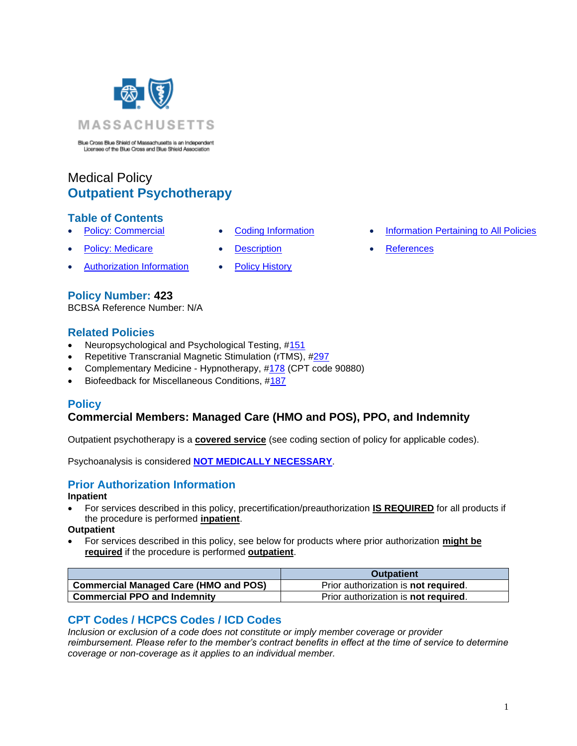MASSACHUSETTS

Blue Cross Blue Shield of Massachusetts is an Independent Licensee of the Blue Cross and Blue Shield Association

# Medical Policy
# Outpatient Psychotherapy

## Table of Contents

- Policy: Commercial
- Policy: Medicare
- Authorization Information
- Coding Information
- Description
- Policy History
- Information Pertaining to All Policies
- References

## Policy Number: 423

BCBSA Reference Number: N/A

## Related Policies

- Neuropsychological and Psychological Testing, #151
- Repetitive Transcranial Magnetic Stimulation (rTMS), #297
- Complementary Medicine - Hypnotherapy, #178 (CPT code 90880)
- Biofeedback for Miscellaneous Conditions, #187

## Policy

### Commercial Members: Managed Care (HMO and POS), PPO, and Indemnity

Outpatient psychotherapy is a **covered service** (see coding section of policy for applicable codes).

Psychoanalysis is considered **NOT MEDICALLY NECESSARY**.

## Prior Authorization Information

**Inpatient**

- For services described in this policy, precertification/preauthorization **IS REQUIRED** for all products if the procedure is performed **inpatient**.

**Outpatient**

- For services described in this policy, see below for products where prior authorization **might be required** if the procedure is performed **outpatient**.

| | Outpatient |
|---|---|
| **Commercial Managed Care (HMO and POS)** | Prior authorization is **not required**. |
| **Commercial PPO and Indemnity** | Prior authorization is **not required**. |

## CPT Codes / HCPCS Codes / ICD Codes

*Inclusion or exclusion of a code does not constitute or imply member coverage or provider reimbursement. Please refer to the member's contract benefits in effect at the time of service to determine coverage or non-coverage as it applies to an individual member.*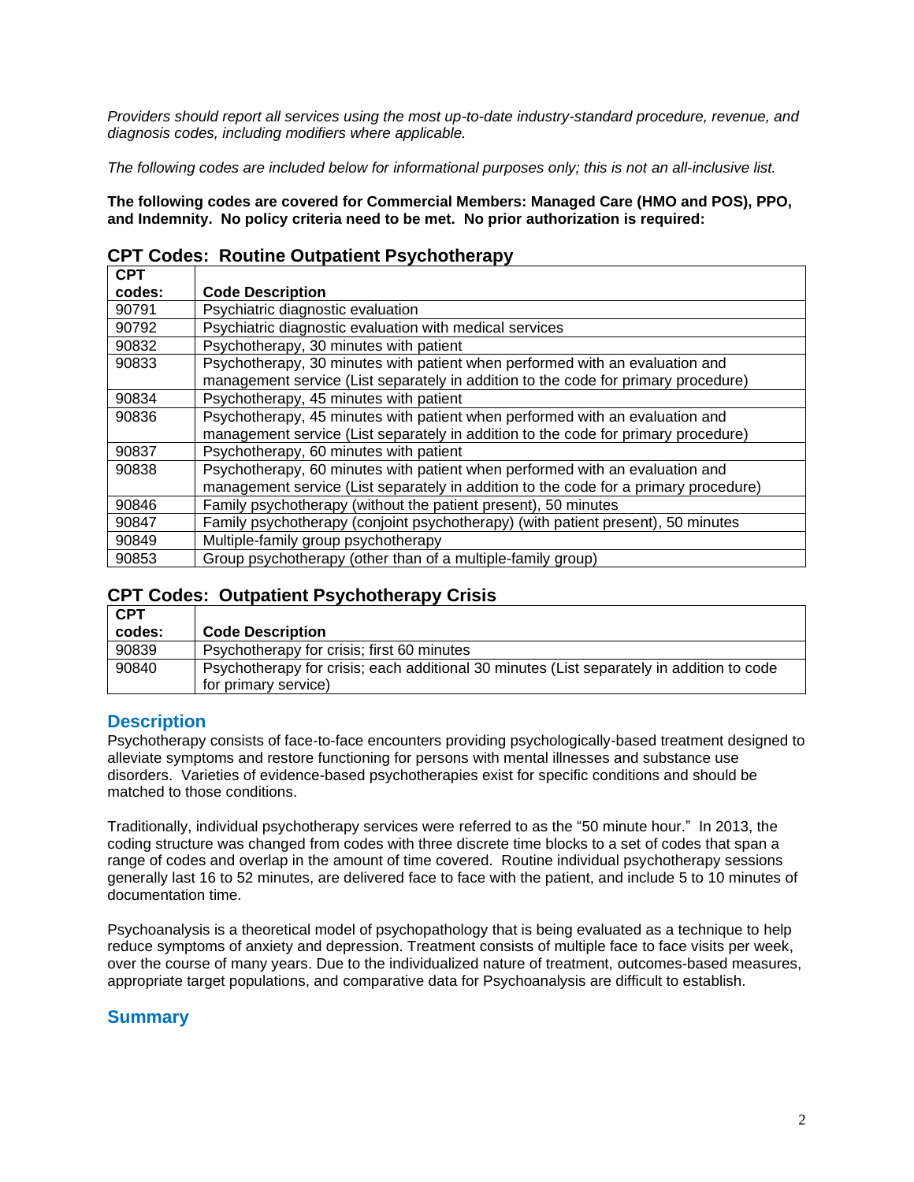*Providers should report all services using the most up-to-date industry-standard procedure, revenue, and diagnosis codes, including modifiers where applicable.*

*The following codes are included below for informational purposes only; this is not an all-inclusive list.*

**The following codes are covered for Commercial Members: Managed Care (HMO and POS), PPO, and Indemnity. No policy criteria need to be met. No prior authorization is required:**

## CPT Codes: Routine Outpatient Psychotherapy

| CPT codes: | Code Description |
|---|---|
| 90791 | Psychiatric diagnostic evaluation |
| 90792 | Psychiatric diagnostic evaluation with medical services |
| 90832 | Psychotherapy, 30 minutes with patient |
| 90833 | Psychotherapy, 30 minutes with patient when performed with an evaluation and management service (List separately in addition to the code for primary procedure) |
| 90834 | Psychotherapy, 45 minutes with patient |
| 90836 | Psychotherapy, 45 minutes with patient when performed with an evaluation and management service (List separately in addition to the code for primary procedure) |
| 90837 | Psychotherapy, 60 minutes with patient |
| 90838 | Psychotherapy, 60 minutes with patient when performed with an evaluation and management service (List separately in addition to the code for a primary procedure) |
| 90846 | Family psychotherapy (without the patient present), 50 minutes |
| 90847 | Family psychotherapy (conjoint psychotherapy) (with patient present), 50 minutes |
| 90849 | Multiple-family group psychotherapy |
| 90853 | Group psychotherapy (other than of a multiple-family group) |

## CPT Codes: Outpatient Psychotherapy Crisis

| CPT codes: | Code Description |
|---|---|
| 90839 | Psychotherapy for crisis; first 60 minutes |
| 90840 | Psychotherapy for crisis; each additional 30 minutes (List separately in addition to code for primary service) |

## Description

Psychotherapy consists of face-to-face encounters providing psychologically-based treatment designed to alleviate symptoms and restore functioning for persons with mental illnesses and substance use disorders. Varieties of evidence-based psychotherapies exist for specific conditions and should be matched to those conditions.

Traditionally, individual psychotherapy services were referred to as the "50 minute hour." In 2013, the coding structure was changed from codes with three discrete time blocks to a set of codes that span a range of codes and overlap in the amount of time covered. Routine individual psychotherapy sessions generally last 16 to 52 minutes, are delivered face to face with the patient, and include 5 to 10 minutes of documentation time.

Psychoanalysis is a theoretical model of psychopathology that is being evaluated as a technique to help reduce symptoms of anxiety and depression. Treatment consists of multiple face to face visits per week, over the course of many years. Due to the individualized nature of treatment, outcomes-based measures, appropriate target populations, and comparative data for Psychoanalysis are difficult to establish.

## Summary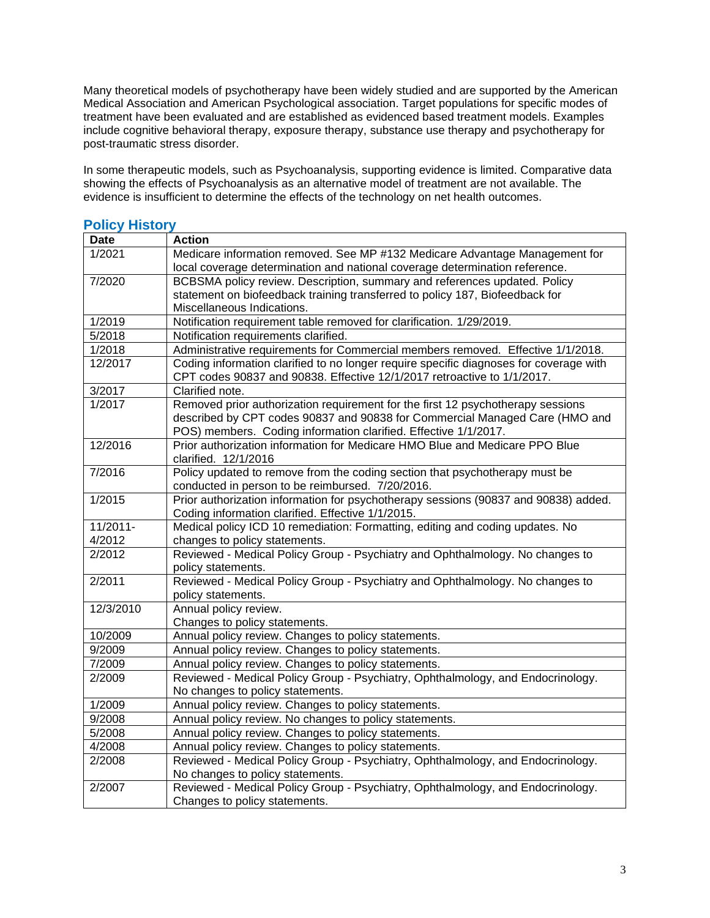Many theoretical models of psychotherapy have been widely studied and are supported by the American Medical Association and American Psychological association. Target populations for specific modes of treatment have been evaluated and are established as evidenced based treatment models. Examples include cognitive behavioral therapy, exposure therapy, substance use therapy and psychotherapy for post-traumatic stress disorder.

In some therapeutic models, such as Psychoanalysis, supporting evidence is limited. Comparative data showing the effects of Psychoanalysis as an alternative model of treatment are not available. The evidence is insufficient to determine the effects of the technology on net health outcomes.

## Policy History

| Date | Action |
|---|---|
| 1/2021 | Medicare information removed. See MP #132 Medicare Advantage Management for local coverage determination and national coverage determination reference. |
| 7/2020 | BCBSMA policy review. Description, summary and references updated. Policy statement on biofeedback training transferred to policy 187, Biofeedback for Miscellaneous Indications. |
| 1/2019 | Notification requirement table removed for clarification. 1/29/2019. |
| 5/2018 | Notification requirements clarified. |
| 1/2018 | Administrative requirements for Commercial members removed. Effective 1/1/2018. |
| 12/2017 | Coding information clarified to no longer require specific diagnoses for coverage with CPT codes 90837 and 90838. Effective 12/1/2017 retroactive to 1/1/2017. |
| 3/2017 | Clarified note. |
| 1/2017 | Removed prior authorization requirement for the first 12 psychotherapy sessions described by CPT codes 90837 and 90838 for Commercial Managed Care (HMO and POS) members. Coding information clarified. Effective 1/1/2017. |
| 12/2016 | Prior authorization information for Medicare HMO Blue and Medicare PPO Blue clarified. 12/1/2016 |
| 7/2016 | Policy updated to remove from the coding section that psychotherapy must be conducted in person to be reimbursed. 7/20/2016. |
| 1/2015 | Prior authorization information for psychotherapy sessions (90837 and 90838) added. Coding information clarified. Effective 1/1/2015. |
| 11/2011-4/2012 | Medical policy ICD 10 remediation: Formatting, editing and coding updates. No changes to policy statements. |
| 2/2012 | Reviewed - Medical Policy Group - Psychiatry and Ophthalmology. No changes to policy statements. |
| 2/2011 | Reviewed - Medical Policy Group - Psychiatry and Ophthalmology. No changes to policy statements. |
| 12/3/2010 | Annual policy review. Changes to policy statements. |
| 10/2009 | Annual policy review. Changes to policy statements. |
| 9/2009 | Annual policy review. Changes to policy statements. |
| 7/2009 | Annual policy review. Changes to policy statements. |
| 2/2009 | Reviewed - Medical Policy Group - Psychiatry, Ophthalmology, and Endocrinology. No changes to policy statements. |
| 1/2009 | Annual policy review. Changes to policy statements. |
| 9/2008 | Annual policy review. No changes to policy statements. |
| 5/2008 | Annual policy review. Changes to policy statements. |
| 4/2008 | Annual policy review. Changes to policy statements. |
| 2/2008 | Reviewed - Medical Policy Group - Psychiatry, Ophthalmology, and Endocrinology. No changes to policy statements. |
| 2/2007 | Reviewed - Medical Policy Group - Psychiatry, Ophthalmology, and Endocrinology. Changes to policy statements. |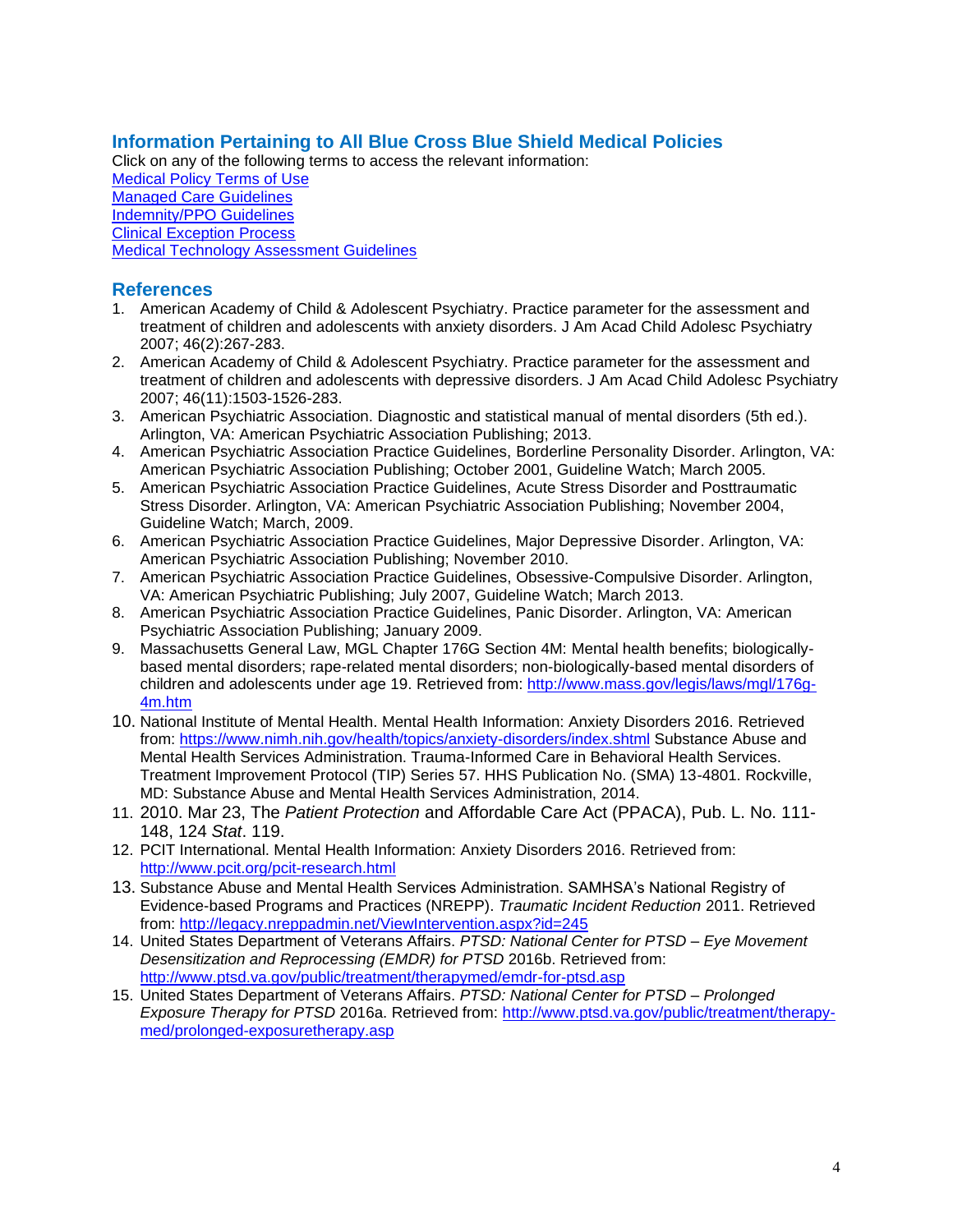## Information Pertaining to All Blue Cross Blue Shield Medical Policies

Click on any of the following terms to access the relevant information:

[Medical Policy Terms of Use]
[Managed Care Guidelines]
[Indemnity/PPO Guidelines]
[Clinical Exception Process]
[Medical Technology Assessment Guidelines]

## References

1. American Academy of Child & Adolescent Psychiatry. Practice parameter for the assessment and treatment of children and adolescents with anxiety disorders. J Am Acad Child Adolesc Psychiatry 2007; 46(2):267-283.
2. American Academy of Child & Adolescent Psychiatry. Practice parameter for the assessment and treatment of children and adolescents with depressive disorders. J Am Acad Child Adolesc Psychiatry 2007; 46(11):1503-1526-283.
3. American Psychiatric Association. Diagnostic and statistical manual of mental disorders (5th ed.). Arlington, VA: American Psychiatric Association Publishing; 2013.
4. American Psychiatric Association Practice Guidelines, Borderline Personality Disorder. Arlington, VA: American Psychiatric Association Publishing; October 2001, Guideline Watch; March 2005.
5. American Psychiatric Association Practice Guidelines, Acute Stress Disorder and Posttraumatic Stress Disorder. Arlington, VA: American Psychiatric Association Publishing; November 2004, Guideline Watch; March, 2009.
6. American Psychiatric Association Practice Guidelines, Major Depressive Disorder. Arlington, VA: American Psychiatric Association Publishing; November 2010.
7. American Psychiatric Association Practice Guidelines, Obsessive-Compulsive Disorder. Arlington, VA: American Psychiatric Publishing; July 2007, Guideline Watch; March 2013.
8. American Psychiatric Association Practice Guidelines, Panic Disorder. Arlington, VA: American Psychiatric Association Publishing; January 2009.
9. Massachusetts General Law, MGL Chapter 176G Section 4M: Mental health benefits; biologically-based mental disorders; rape-related mental disorders; non-biologically-based mental disorders of children and adolescents under age 19. Retrieved from: http://www.mass.gov/legis/laws/mgl/176g-4m.htm
10. National Institute of Mental Health. Mental Health Information: Anxiety Disorders 2016. Retrieved from: https://www.nimh.nih.gov/health/topics/anxiety-disorders/index.shtml Substance Abuse and Mental Health Services Administration. Trauma-Informed Care in Behavioral Health Services. Treatment Improvement Protocol (TIP) Series 57. HHS Publication No. (SMA) 13-4801. Rockville, MD: Substance Abuse and Mental Health Services Administration, 2014.
11. 2010. Mar 23, The *Patient Protection* and Affordable Care Act (PPACA), Pub. L. No. 111-148, 124 *Stat*. 119.
12. PCIT International. Mental Health Information: Anxiety Disorders 2016. Retrieved from: http://www.pcit.org/pcit-research.html
13. Substance Abuse and Mental Health Services Administration. SAMHSA's National Registry of Evidence-based Programs and Practices (NREPP). *Traumatic Incident Reduction* 2011. Retrieved from: http://legacy.nreppadmin.net/ViewIntervention.aspx?id=245
14. United States Department of Veterans Affairs. *PTSD: National Center for PTSD – Eye Movement Desensitization and Reprocessing (EMDR) for PTSD* 2016b. Retrieved from: http://www.ptsd.va.gov/public/treatment/therapymed/emdr-for-ptsd.asp
15. United States Department of Veterans Affairs. *PTSD: National Center for PTSD – Prolonged Exposure Therapy for PTSD* 2016a. Retrieved from: http://www.ptsd.va.gov/public/treatment/therapy-med/prolonged-exposuretherapy.asp